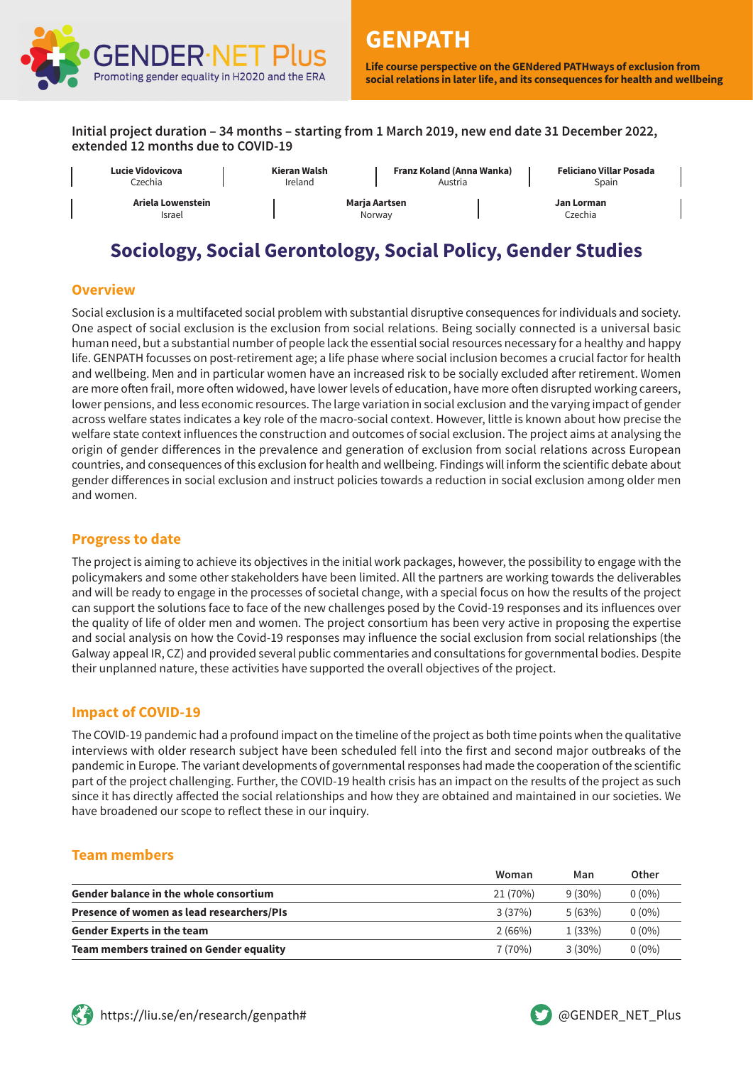GENDER·NET Plus
Promoting gender equality in H2020 and the ERA

# GENPATH

**Life course perspective on the GENdered PATHways of exclusion from social relations in later life, and its consequences for health and wellbeing**

**Initial project duration – 34 months – starting from 1 March 2019, new end date 31 December 2022, extended 12 months due to COVID-19**

| **Lucie Vidovicova** Czechia | **Kieran Walsh** Ireland | **Franz Koland (Anna Wanka)** Austria | **Feliciano Villar Posada** Spain |
|---|---|---|---|
| **Ariela Lowenstein** Israel | **Marja Aartsen** Norway | **Jan Lorman** Czechia | |

## Sociology, Social Gerontology, Social Policy, Gender Studies

### Overview

Social exclusion is a multifaceted social problem with substantial disruptive consequences for individuals and society. One aspect of social exclusion is the exclusion from social relations. Being socially connected is a universal basic human need, but a substantial number of people lack the essential social resources necessary for a healthy and happy life. GENPATH focusses on post-retirement age; a life phase where social inclusion becomes a crucial factor for health and wellbeing. Men and in particular women have an increased risk to be socially excluded after retirement. Women are more often frail, more often widowed, have lower levels of education, have more often disrupted working careers, lower pensions, and less economic resources. The large variation in social exclusion and the varying impact of gender across welfare states indicates a key role of the macro-social context. However, little is known about how precise the welfare state context influences the construction and outcomes of social exclusion. The project aims at analysing the origin of gender differences in the prevalence and generation of exclusion from social relations across European countries, and consequences of this exclusion for health and wellbeing. Findings will inform the scientific debate about gender differences in social exclusion and instruct policies towards a reduction in social exclusion among older men and women.

### Progress to date

The project is aiming to achieve its objectives in the initial work packages, however, the possibility to engage with the policymakers and some other stakeholders have been limited. All the partners are working towards the deliverables and will be ready to engage in the processes of societal change, with a special focus on how the results of the project can support the solutions face to face of the new challenges posed by the Covid-19 responses and its influences over the quality of life of older men and women. The project consortium has been very active in proposing the expertise and social analysis on how the Covid-19 responses may influence the social exclusion from social relationships (the Galway appeal IR, CZ) and provided several public commentaries and consultations for governmental bodies. Despite their unplanned nature, these activities have supported the overall objectives of the project.

### Impact of COVID-19

The COVID-19 pandemic had a profound impact on the timeline of the project as both time points when the qualitative interviews with older research subject have been scheduled fell into the first and second major outbreaks of the pandemic in Europe. The variant developments of governmental responses had made the cooperation of the scientific part of the project challenging. Further, the COVID-19 health crisis has an impact on the results of the project as such since it has directly affected the social relationships and how they are obtained and maintained in our societies. We have broadened our scope to reflect these in our inquiry.

### Team members

| | Woman | Man | Other |
|---|---|---|---|
| **Gender balance in the whole consortium** | 21 (70%) | 9 (30%) | 0 (0%) |
| **Presence of women as lead researchers/PIs** | 3 (37%) | 5 (63%) | 0 (0%) |
| **Gender Experts in the team** | 2 (66%) | 1 (33%) | 0 (0%) |
| **Team members trained on Gender equality** | 7 (70%) | 3 (30%) | 0 (0%) |

https://liu.se/en/research/genpath#

@GENDER_NET_Plus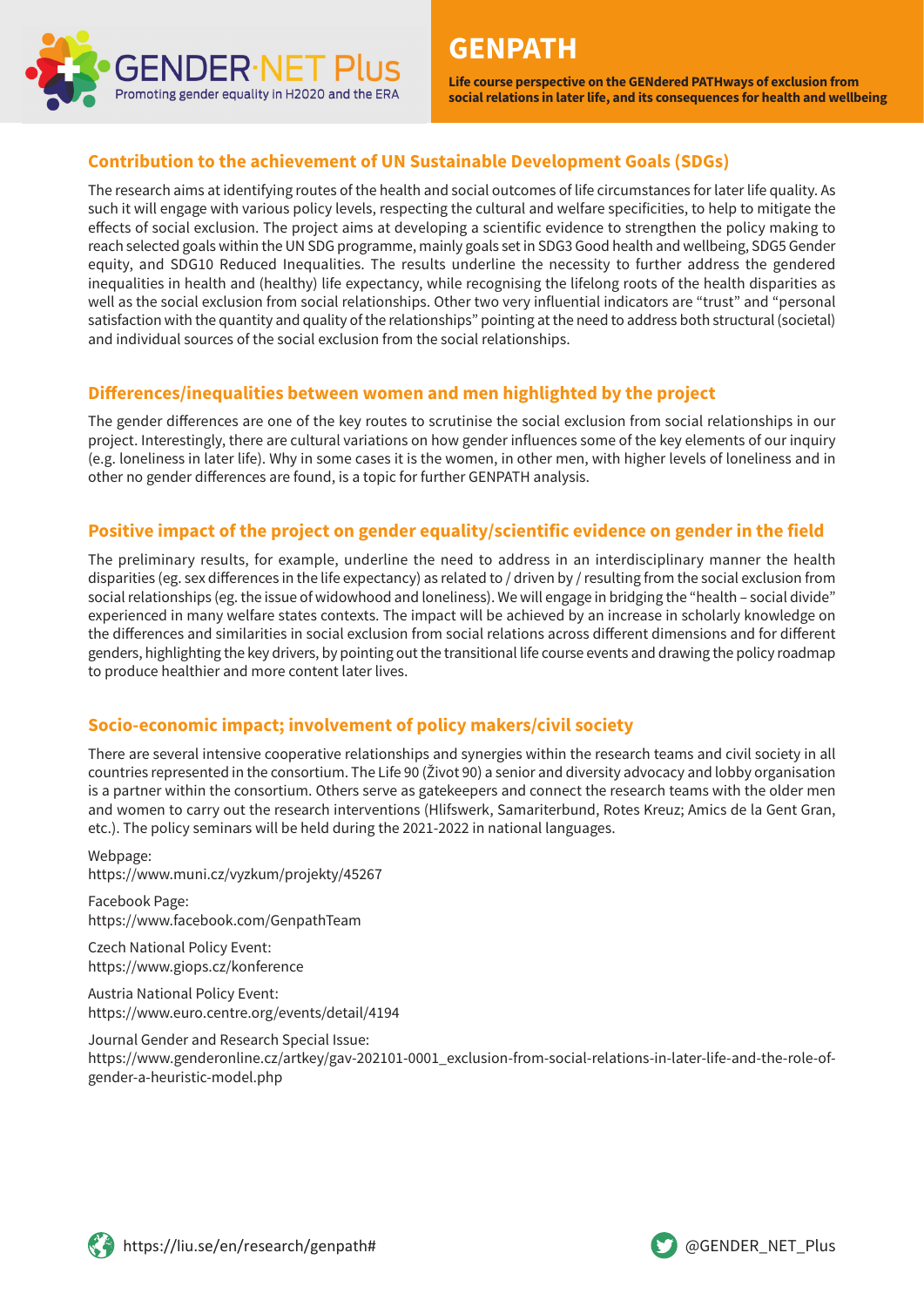# GENPATH

**Life course perspective on the GENdered PATHways of exclusion from social relations in later life, and its consequences for health and wellbeing**

## Contribution to the achievement of UN Sustainable Development Goals (SDGs)

The research aims at identifying routes of the health and social outcomes of life circumstances for later life quality. As such it will engage with various policy levels, respecting the cultural and welfare specificities, to help to mitigate the effects of social exclusion. The project aims at developing a scientific evidence to strengthen the policy making to reach selected goals within the UN SDG programme, mainly goals set in SDG3 Good health and wellbeing, SDG5 Gender equity, and SDG10 Reduced Inequalities. The results underline the necessity to further address the gendered inequalities in health and (healthy) life expectancy, while recognising the lifelong roots of the health disparities as well as the social exclusion from social relationships. Other two very influential indicators are "trust" and "personal satisfaction with the quantity and quality of the relationships" pointing at the need to address both structural (societal) and individual sources of the social exclusion from the social relationships.

## Differences/inequalities between women and men highlighted by the project

The gender differences are one of the key routes to scrutinise the social exclusion from social relationships in our project. Interestingly, there are cultural variations on how gender influences some of the key elements of our inquiry (e.g. loneliness in later life). Why in some cases it is the women, in other men, with higher levels of loneliness and in other no gender differences are found, is a topic for further GENPATH analysis.

## Positive impact of the project on gender equality/scientific evidence on gender in the field

The preliminary results, for example, underline the need to address in an interdisciplinary manner the health disparities (eg. sex differences in the life expectancy) as related to / driven by / resulting from the social exclusion from social relationships (eg. the issue of widowhood and loneliness). We will engage in bridging the "health – social divide" experienced in many welfare states contexts. The impact will be achieved by an increase in scholarly knowledge on the differences and similarities in social exclusion from social relations across different dimensions and for different genders, highlighting the key drivers, by pointing out the transitional life course events and drawing the policy roadmap to produce healthier and more content later lives.

## Socio-economic impact; involvement of policy makers/civil society

There are several intensive cooperative relationships and synergies within the research teams and civil society in all countries represented in the consortium. The Life 90 (Život 90) a senior and diversity advocacy and lobby organisation is a partner within the consortium. Others serve as gatekeepers and connect the research teams with the older men and women to carry out the research interventions (Hlifswerk, Samariterbund, Rotes Kreuz; Amics de la Gent Gran, etc.). The policy seminars will be held during the 2021-2022 in national languages.

Webpage:
https://www.muni.cz/vyzkum/projekty/45267

Facebook Page:
https://www.facebook.com/GenpathTeam

Czech National Policy Event:
https://www.giops.cz/konference

Austria National Policy Event:
https://www.euro.centre.org/events/detail/4194

Journal Gender and Research Special Issue:
https://www.genderonline.cz/artkey/gav-202101-0001_exclusion-from-social-relations-in-later-life-and-the-role-of-gender-a-heuristic-model.php

https://liu.se/en/research/genpath#

@GENDER_NET_Plus